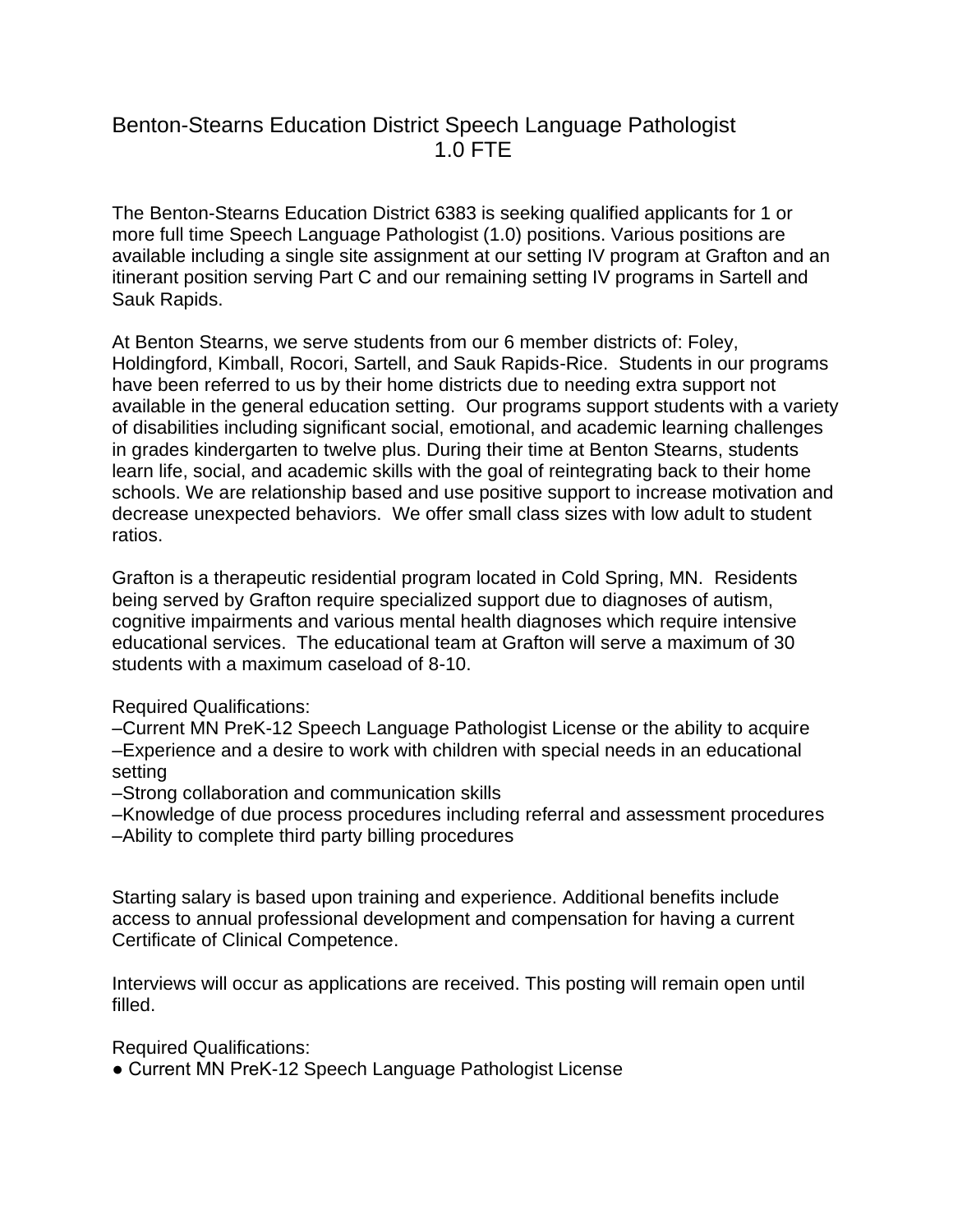# Benton-Stearns Education District Speech Language Pathologist 1.0 FTE

The Benton-Stearns Education District 6383 is seeking qualified applicants for 1 or more full time Speech Language Pathologist (1.0) positions. Various positions are available including a single site assignment at our setting IV program at Grafton and an itinerant position serving Part C and our remaining setting IV programs in Sartell and Sauk Rapids.

At Benton Stearns, we serve students from our 6 member districts of: Foley, Holdingford, Kimball, Rocori, Sartell, and Sauk Rapids-Rice. Students in our programs have been referred to us by their home districts due to needing extra support not available in the general education setting. Our programs support students with a variety of disabilities including significant social, emotional, and academic learning challenges in grades kindergarten to twelve plus. During their time at Benton Stearns, students learn life, social, and academic skills with the goal of reintegrating back to their home schools. We are relationship based and use positive support to increase motivation and decrease unexpected behaviors. We offer small class sizes with low adult to student ratios.

Grafton is a therapeutic residential program located in Cold Spring, MN. Residents being served by Grafton require specialized support due to diagnoses of autism, cognitive impairments and various mental health diagnoses which require intensive educational services. The educational team at Grafton will serve a maximum of 30 students with a maximum caseload of 8-10.

Required Qualifications:

–Current MN PreK-12 Speech Language Pathologist License or the ability to acquire
–Experience and a desire to work with children with special needs in an educational setting
–Strong collaboration and communication skills
–Knowledge of due process procedures including referral and assessment procedures
–Ability to complete third party billing procedures

Starting salary is based upon training and experience. Additional benefits include access to annual professional development and compensation for having a current Certificate of Clinical Competence.

Interviews will occur as applications are received. This posting will remain open until filled.

Required Qualifications:

- Current MN PreK-12 Speech Language Pathologist License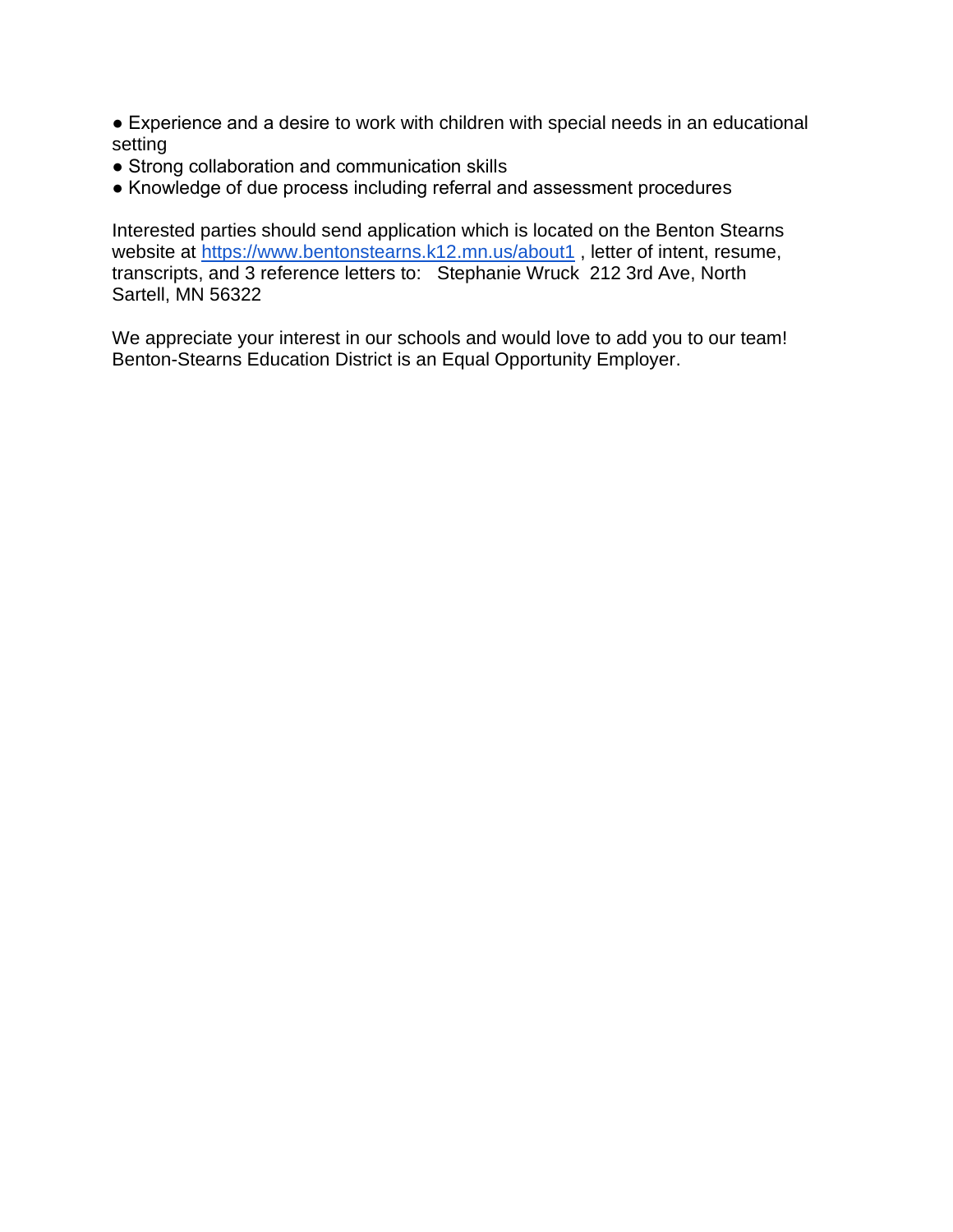- Experience and a desire to work with children with special needs in an educational setting
- Strong collaboration and communication skills
- Knowledge of due process including referral and assessment procedures

Interested parties should send application which is located on the Benton Stearns website at [https://www.bentonstearns.k12.mn.us/about1](https://www.bentonstearns.k12.mn.us/about1) , letter of intent, resume, transcripts, and 3 reference letters to: Stephanie Wruck 212 3rd Ave, North Sartell, MN 56322

We appreciate your interest in our schools and would love to add you to our team! Benton-Stearns Education District is an Equal Opportunity Employer.